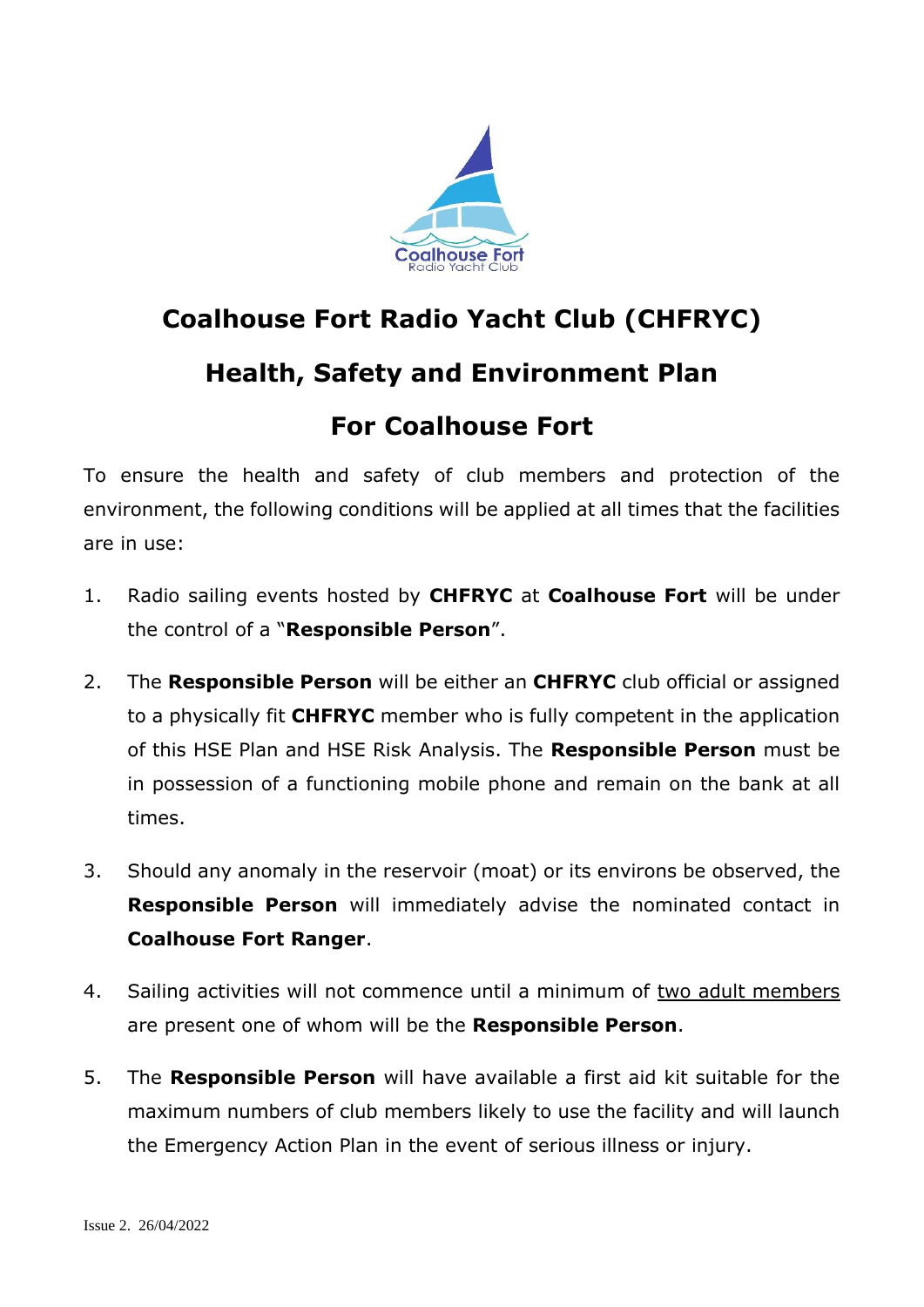# Coalhouse Fort Radio Yacht Club (CHFRYC)

## Health, Safety and Environment Plan

## For Coalhouse Fort

To ensure the health and safety of club members and protection of the environment, the following conditions will be applied at all times that the facilities are in use:

1. Radio sailing events hosted by **CHFRYC** at **Coalhouse Fort** will be under the control of a "**Responsible Person**".
2. The **Responsible Person** will be either an **CHFRYC** club official or assigned to a physically fit **CHFRYC** member who is fully competent in the application of this HSE Plan and HSE Risk Analysis. The **Responsible Person** must be in possession of a functioning mobile phone and remain on the bank at all times.
3. Should any anomaly in the reservoir (moat) or its environs be observed, the **Responsible Person** will immediately advise the nominated contact in **Coalhouse Fort Ranger**.
4. Sailing activities will not commence until a minimum of <u>two adult members</u> are present one of whom will be the **Responsible Person**.
5. The **Responsible Person** will have available a first aid kit suitable for the maximum numbers of club members likely to use the facility and will launch the Emergency Action Plan in the event of serious illness or injury.

Issue 2. 26/04/2022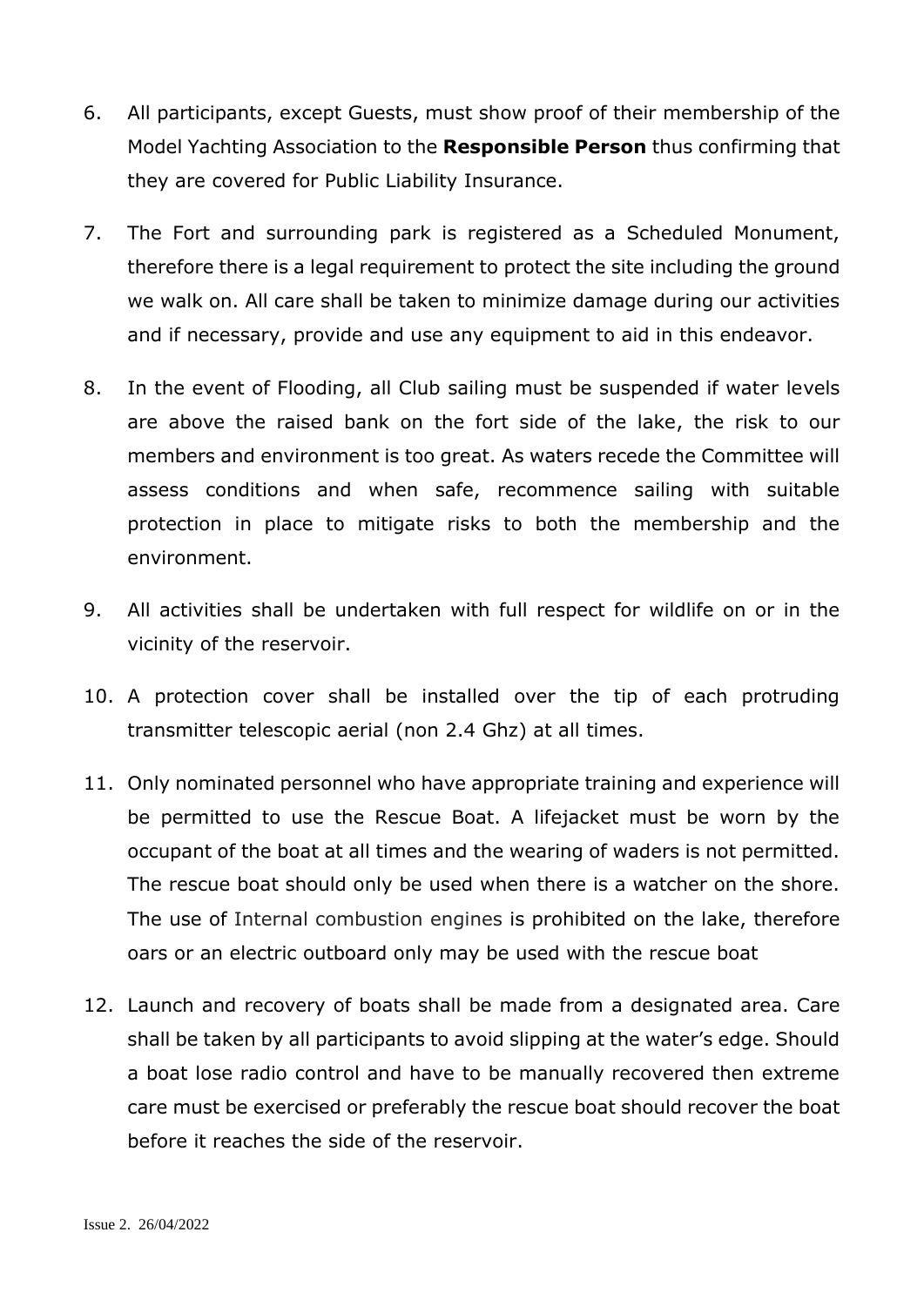6. All participants, except Guests, must show proof of their membership of the Model Yachting Association to the **Responsible Person** thus confirming that they are covered for Public Liability Insurance.

7. The Fort and surrounding park is registered as a Scheduled Monument, therefore there is a legal requirement to protect the site including the ground we walk on. All care shall be taken to minimize damage during our activities and if necessary, provide and use any equipment to aid in this endeavor.

8. In the event of Flooding, all Club sailing must be suspended if water levels are above the raised bank on the fort side of the lake, the risk to our members and environment is too great. As waters recede the Committee will assess conditions and when safe, recommence sailing with suitable protection in place to mitigate risks to both the membership and the environment.

9. All activities shall be undertaken with full respect for wildlife on or in the vicinity of the reservoir.

10. A protection cover shall be installed over the tip of each protruding transmitter telescopic aerial (non 2.4 Ghz) at all times.

11. Only nominated personnel who have appropriate training and experience will be permitted to use the Rescue Boat. A lifejacket must be worn by the occupant of the boat at all times and the wearing of waders is not permitted. The rescue boat should only be used when there is a watcher on the shore. The use of Internal combustion engines is prohibited on the lake, therefore oars or an electric outboard only may be used with the rescue boat

12. Launch and recovery of boats shall be made from a designated area. Care shall be taken by all participants to avoid slipping at the water's edge. Should a boat lose radio control and have to be manually recovered then extreme care must be exercised or preferably the rescue boat should recover the boat before it reaches the side of the reservoir.

Issue 2. 26/04/2022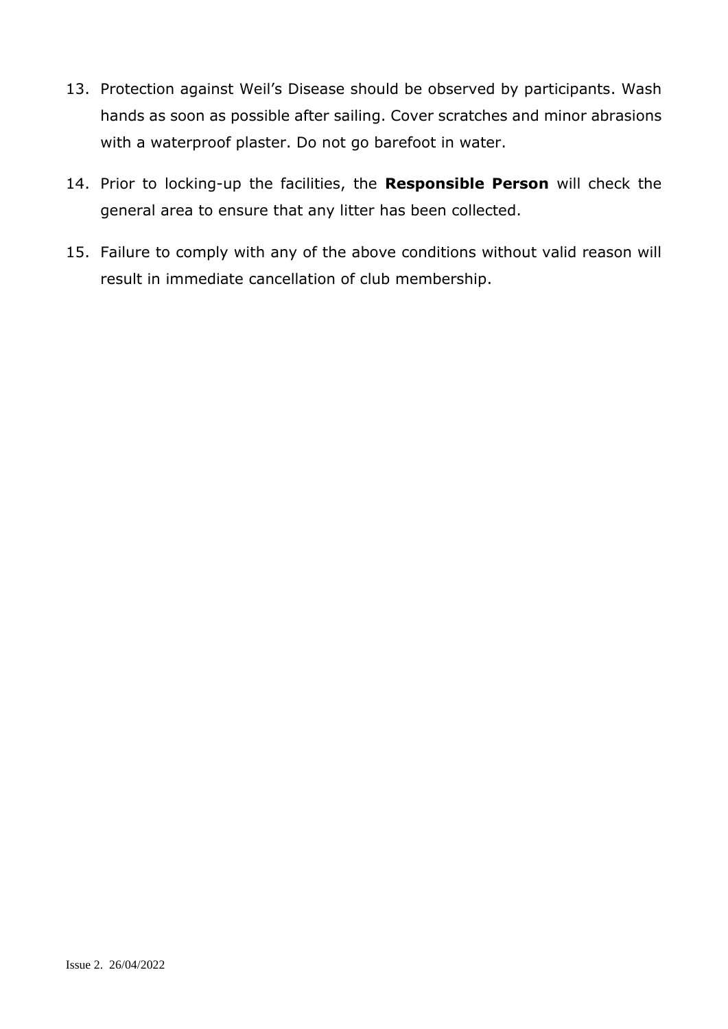13. Protection against Weil's Disease should be observed by participants. Wash hands as soon as possible after sailing. Cover scratches and minor abrasions with a waterproof plaster. Do not go barefoot in water.

14. Prior to locking-up the facilities, the **Responsible Person** will check the general area to ensure that any litter has been collected.

15. Failure to comply with any of the above conditions without valid reason will result in immediate cancellation of club membership.

Issue 2. 26/04/2022